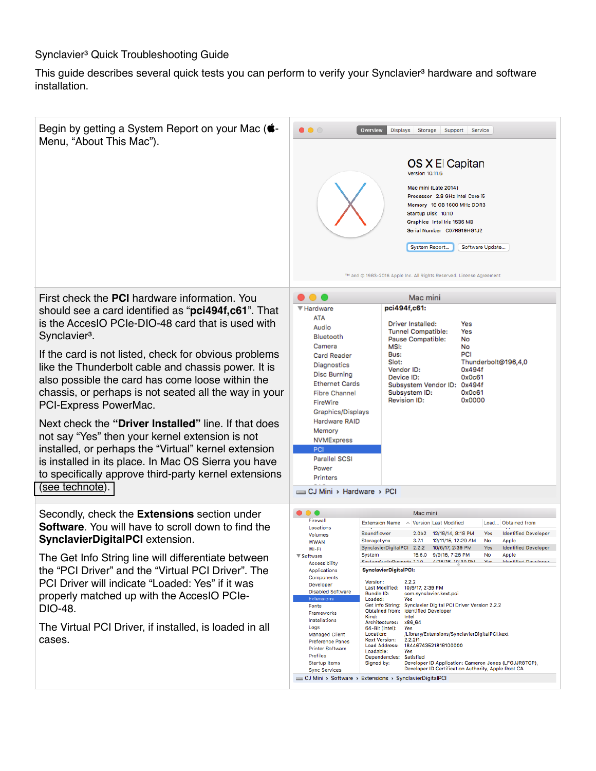Synclavier³ Quick Troubleshooting Guide

This guide describes several quick tests you can perform to verify your Synclavier³ hardware and software installation.

Begin by getting a System Report on your Mac ( -Menu, “About This Mac”).

First check the **PCI** hardware information. You should see a card identified as “**pci494f,c61**”. That is the AccesIO PCIe-DIO-48 card that is used with Synclavier³.

If the card is not listed, check for obvious problems like the Thunderbolt cable and chassis power. It is also possible the card has come loose within the chassis, or perhaps is not seated all the way in your PCI-Express PowerMac.

Next check the **“Driver Installed”** line. If that does not say “Yes” then your kernel extension is not installed, or perhaps the “Virtual” kernel extension is installed in its place. In Mac OS Sierra you have to specifically approve third-party kernel extensions (see technote).

Secondly, check the **Extensions** section under **Software**. You will have to scroll down to find the **SynclavierDigitalPCI** extension.

The Get Info String line will differentiate between the “PCI Driver” and the “Virtual PCI Driver”. The PCI Driver will indicate “Loaded: Yes” if it was properly matched up with the AccesIO PCIe-DIO-48.

The Virtual PCI Driver, if installed, is loaded in all cases.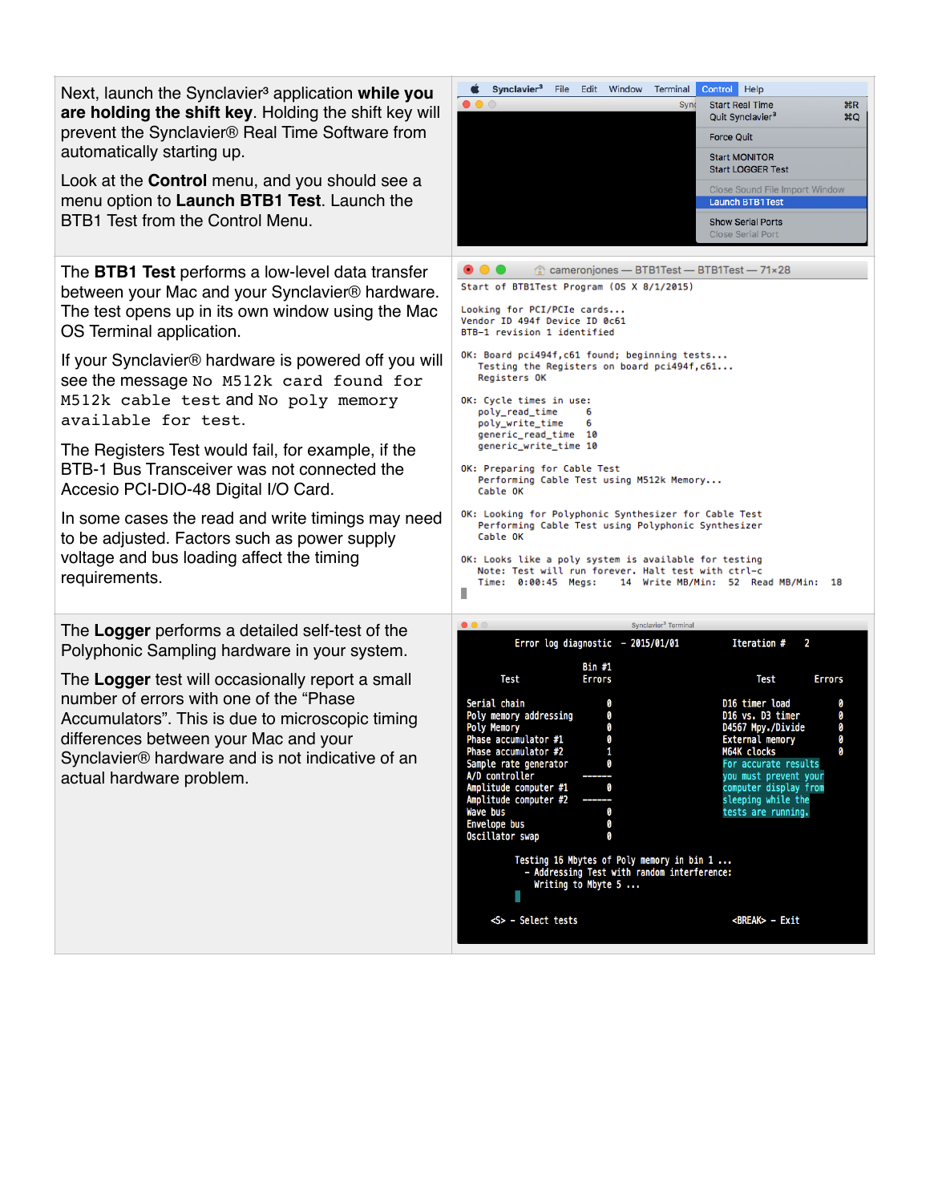Next, launch the Synclavier³ application **while you are holding the shift key**. Holding the shift key will prevent the Synclavier® Real Time Software from automatically starting up.

Look at the **Control** menu, and you should see a menu option to **Launch BTB1 Test**. Launch the BTB1 Test from the Control Menu.

The **BTB1 Test** performs a low-level data transfer between your Mac and your Synclavier® hardware. The test opens up in its own window using the Mac OS Terminal application.

If your Synclavier® hardware is powered off you will see the message `No M512k card found for M512k cable test` and `No poly memory available for test.`

The Registers Test would fail, for example, if the BTB-1 Bus Transceiver was not connected the Accesio PCI-DIO-48 Digital I/O Card.

In some cases the read and write timings may need to be adjusted. Factors such as power supply voltage and bus loading affect the timing requirements.

```
Start of BTB1Test Program (OS X 8/1/2015)

Looking for PCI/PCIe cards...
Vendor ID 494f Device ID 0c61
BTB-1 revision 1 identified

OK: Board pci494f,c61 found; beginning tests...
   Testing the Registers on board pci494f,c61...
   Registers OK

OK: Cycle times in use:
   poly_read_time     6
   poly_write_time    6
   generic_read_time  10
   generic_write_time 10

OK: Preparing for Cable Test
   Performing Cable Test using M512k Memory...
   Cable OK

OK: Looking for Polyphonic Synthesizer for Cable Test
   Performing Cable Test using Polyphonic Synthesizer
   Cable OK

OK: Looks like a poly system is available for testing
   Note: Test will run forever. Halt test with ctrl-c
   Time:  0:00:45  Megs:    14  Write MB/Min:  52  Read MB/Min:  18
```

The **Logger** performs a detailed self-test of the Polyphonic Sampling hardware in your system.

The **Logger** test will occasionally report a small number of errors with one of the "Phase Accumulators". This is due to microscopic timing differences between your Mac and your Synclavier® hardware and is not indicative of an actual hardware problem.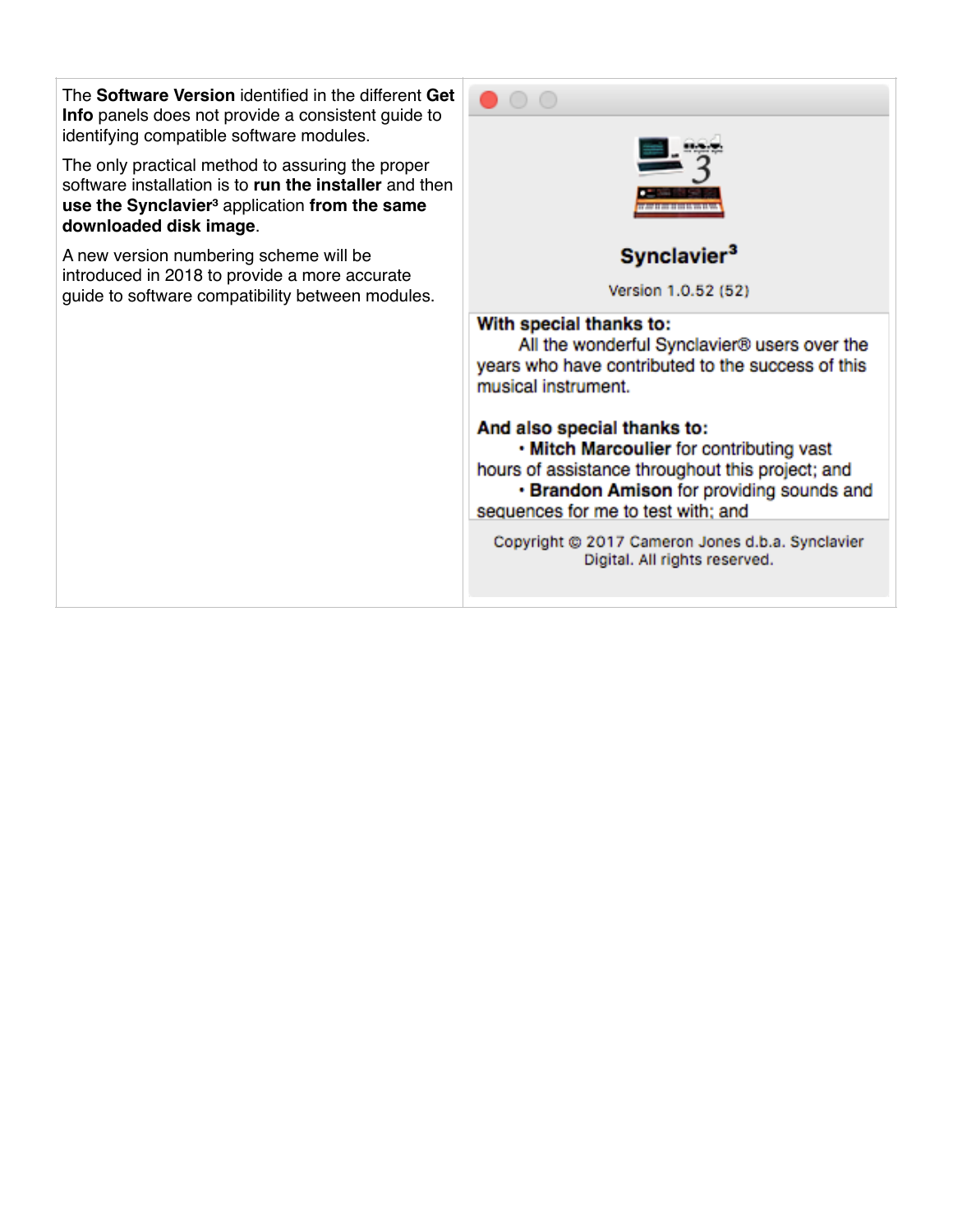The **Software Version** identified in the different **Get Info** panels does not provide a consistent guide to identifying compatible software modules.

The only practical method to assuring the proper software installation is to **run the installer** and then **use the Synclavier³ application from the same downloaded disk image**.

A new version numbering scheme will be introduced in 2018 to provide a more accurate guide to software compatibility between modules.

**Synclavier³**

Version 1.0.52 (52)

**With special thanks to:**
All the wonderful Synclavier® users over the years who have contributed to the success of this musical instrument.

**And also special thanks to:**
• **Mitch Marcoulier** for contributing vast hours of assistance throughout this project; and
• **Brandon Amison** for providing sounds and sequences for me to test with; and

Copyright © 2017 Cameron Jones d.b.a. Synclavier Digital. All rights reserved.